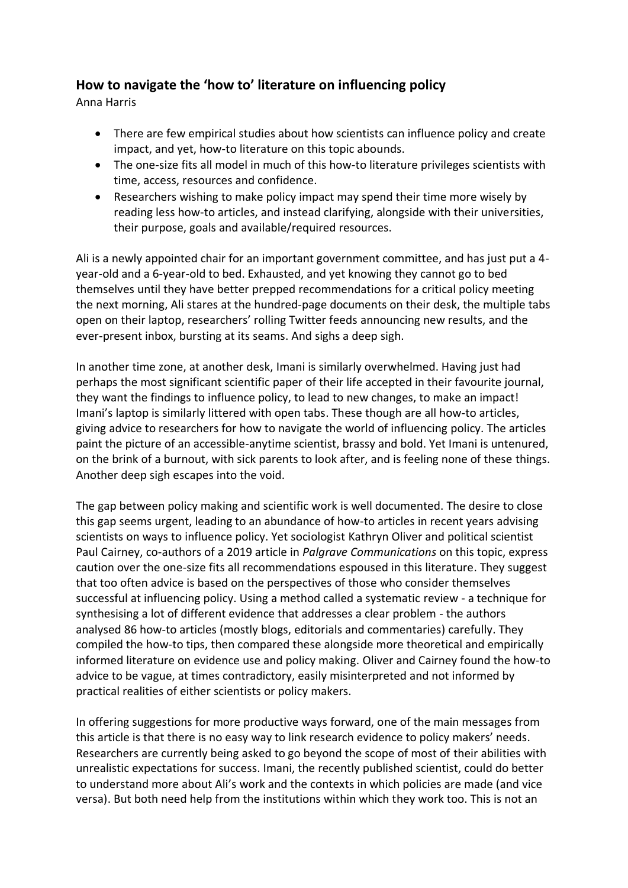## How to navigate the 'how to' literature on influencing policy

Anna Harris

- There are few empirical studies about how scientists can influence policy and create impact, and yet, how-to literature on this topic abounds.
- The one-size fits all model in much of this how-to literature privileges scientists with time, access, resources and confidence.
- Researchers wishing to make policy impact may spend their time more wisely by reading less how-to articles, and instead clarifying, alongside with their universities, their purpose, goals and available/required resources.

Ali is a newly appointed chair for an important government committee, and has just put a 4-year-old and a 6-year-old to bed. Exhausted, and yet knowing they cannot go to bed themselves until they have better prepped recommendations for a critical policy meeting the next morning, Ali stares at the hundred-page documents on their desk, the multiple tabs open on their laptop, researchers' rolling Twitter feeds announcing new results, and the ever-present inbox, bursting at its seams. And sighs a deep sigh.

In another time zone, at another desk, Imani is similarly overwhelmed. Having just had perhaps the most significant scientific paper of their life accepted in their favourite journal, they want the findings to influence policy, to lead to new changes, to make an impact! Imani's laptop is similarly littered with open tabs. These though are all how-to articles, giving advice to researchers for how to navigate the world of influencing policy. The articles paint the picture of an accessible-anytime scientist, brassy and bold. Yet Imani is untenured, on the brink of a burnout, with sick parents to look after, and is feeling none of these things. Another deep sigh escapes into the void.

The gap between policy making and scientific work is well documented. The desire to close this gap seems urgent, leading to an abundance of how-to articles in recent years advising scientists on ways to influence policy. Yet sociologist Kathryn Oliver and political scientist Paul Cairney, co-authors of a 2019 article in *Palgrave Communications* on this topic, express caution over the one-size fits all recommendations espoused in this literature. They suggest that too often advice is based on the perspectives of those who consider themselves successful at influencing policy. Using a method called a systematic review - a technique for synthesising a lot of different evidence that addresses a clear problem - the authors analysed 86 how-to articles (mostly blogs, editorials and commentaries) carefully. They compiled the how-to tips, then compared these alongside more theoretical and empirically informed literature on evidence use and policy making. Oliver and Cairney found the how-to advice to be vague, at times contradictory, easily misinterpreted and not informed by practical realities of either scientists or policy makers.

In offering suggestions for more productive ways forward, one of the main messages from this article is that there is no easy way to link research evidence to policy makers' needs. Researchers are currently being asked to go beyond the scope of most of their abilities with unrealistic expectations for success. Imani, the recently published scientist, could do better to understand more about Ali's work and the contexts in which policies are made (and vice versa). But both need help from the institutions within which they work too. This is not an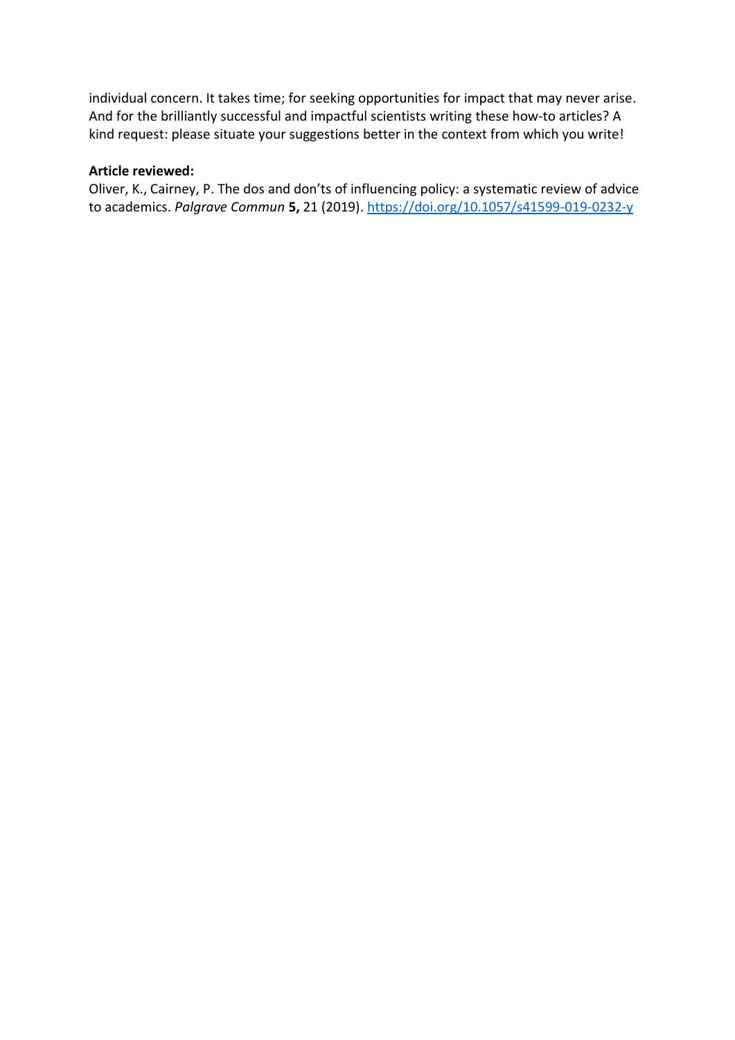individual concern. It takes time; for seeking opportunities for impact that may never arise. And for the brilliantly successful and impactful scientists writing these how-to articles? A kind request: please situate your suggestions better in the context from which you write!

**Article reviewed:**

Oliver, K., Cairney, P. The dos and don'ts of influencing policy: a systematic review of advice to academics. *Palgrave Commun* **5,** 21 (2019). https://doi.org/10.1057/s41599-019-0232-y